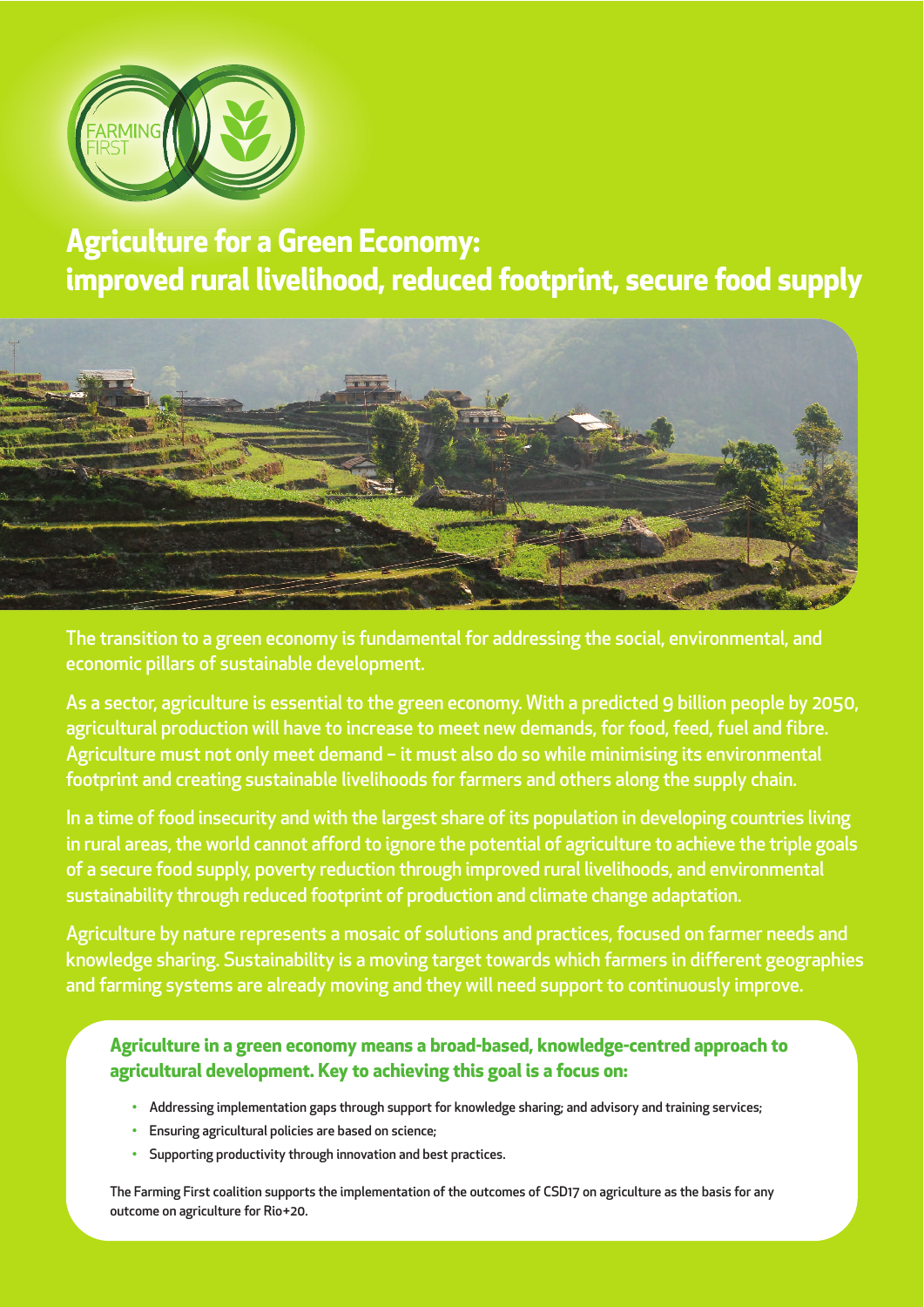FARMING FIRST

# Agriculture for a Green Economy: improved rural livelihood, reduced footprint, secure food supply

The transition to a green economy is fundamental for addressing the social, environmental, and economic pillars of sustainable development.

As a sector, agriculture is essential to the green economy. With a predicted 9 billion people by 2050, agricultural production will have to increase to meet new demands, for food, feed, fuel and fibre. Agriculture must not only meet demand – it must also do so while minimising its environmental footprint and creating sustainable livelihoods for farmers and others along the supply chain.

In a time of food insecurity and with the largest share of its population in developing countries living in rural areas, the world cannot afford to ignore the potential of agriculture to achieve the triple goals of a secure food supply, poverty reduction through improved rural livelihoods, and environmental sustainability through reduced footprint of production and climate change adaptation.

Agriculture by nature represents a mosaic of solutions and practices, focused on farmer needs and knowledge sharing. Sustainability is a moving target towards which farmers in different geographies and farming systems are already moving and they will need support to continuously improve.

**Agriculture in a green economy means a broad-based, knowledge-centred approach to agricultural development. Key to achieving this goal is a focus on:**

- Addressing implementation gaps through support for knowledge sharing; and advisory and training services;
- Ensuring agricultural policies are based on science;
- Supporting productivity through innovation and best practices.

The Farming First coalition supports the implementation of the outcomes of CSD17 on agriculture as the basis for any outcome on agriculture for Rio+20.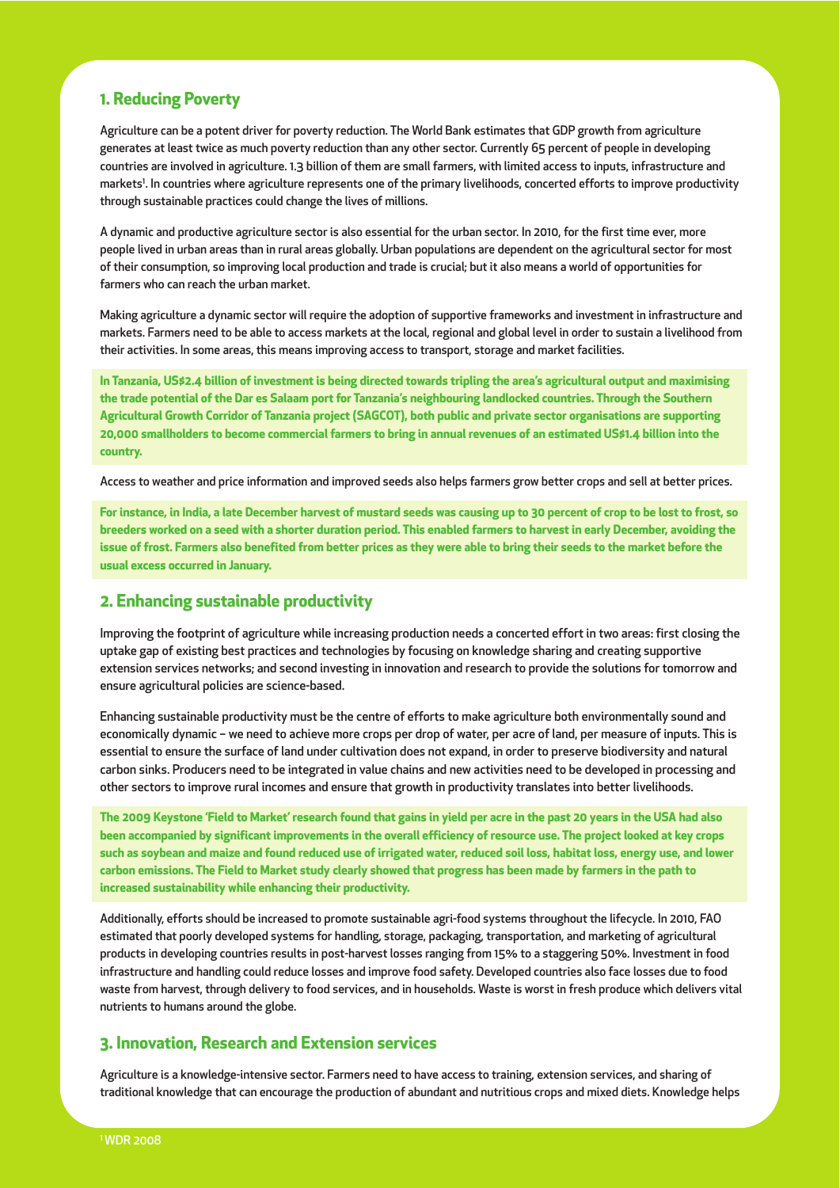## 1. Reducing Poverty

Agriculture can be a potent driver for poverty reduction. The World Bank estimates that GDP growth from agriculture generates at least twice as much poverty reduction than any other sector. Currently 65 percent of people in developing countries are involved in agriculture. 1.3 billion of them are small farmers, with limited access to inputs, infrastructure and markets[1]. In countries where agriculture represents one of the primary livelihoods, concerted efforts to improve productivity through sustainable practices could change the lives of millions.

A dynamic and productive agriculture sector is also essential for the urban sector. In 2010, for the first time ever, more people lived in urban areas than in rural areas globally. Urban populations are dependent on the agricultural sector for most of their consumption, so improving local production and trade is crucial; but it also means a world of opportunities for farmers who can reach the urban market.

Making agriculture a dynamic sector will require the adoption of supportive frameworks and investment in infrastructure and markets. Farmers need to be able to access markets at the local, regional and global level in order to sustain a livelihood from their activities. In some areas, this means improving access to transport, storage and market facilities.

**In Tanzania, US$2.4 billion of investment is being directed towards tripling the area's agricultural output and maximising the trade potential of the Dar es Salaam port for Tanzania's neighbouring landlocked countries. Through the Southern Agricultural Growth Corridor of Tanzania project (SAGCOT), both public and private sector organisations are supporting 20,000 smallholders to become commercial farmers to bring in annual revenues of an estimated US$1.4 billion into the country.**

Access to weather and price information and improved seeds also helps farmers grow better crops and sell at better prices.

**For instance, in India, a late December harvest of mustard seeds was causing up to 30 percent of crop to be lost to frost, so breeders worked on a seed with a shorter duration period. This enabled farmers to harvest in early December, avoiding the issue of frost. Farmers also benefited from better prices as they were able to bring their seeds to the market before the usual excess occurred in January.**

## 2. Enhancing sustainable productivity

Improving the footprint of agriculture while increasing production needs a concerted effort in two areas: first closing the uptake gap of existing best practices and technologies by focusing on knowledge sharing and creating supportive extension services networks; and second investing in innovation and research to provide the solutions for tomorrow and ensure agricultural policies are science-based.

Enhancing sustainable productivity must be the centre of efforts to make agriculture both environmentally sound and economically dynamic – we need to achieve more crops per drop of water, per acre of land, per measure of inputs. This is essential to ensure the surface of land under cultivation does not expand, in order to preserve biodiversity and natural carbon sinks. Producers need to be integrated in value chains and new activities need to be developed in processing and other sectors to improve rural incomes and ensure that growth in productivity translates into better livelihoods.

**The 2009 Keystone 'Field to Market' research found that gains in yield per acre in the past 20 years in the USA had also been accompanied by significant improvements in the overall efficiency of resource use. The project looked at key crops such as soybean and maize and found reduced use of irrigated water, reduced soil loss, habitat loss, energy use, and lower carbon emissions. The Field to Market study clearly showed that progress has been made by farmers in the path to increased sustainability while enhancing their productivity.**

Additionally, efforts should be increased to promote sustainable agri-food systems throughout the lifecycle. In 2010, FAO estimated that poorly developed systems for handling, storage, packaging, transportation, and marketing of agricultural products in developing countries results in post-harvest losses ranging from 15% to a staggering 50%. Investment in food infrastructure and handling could reduce losses and improve food safety. Developed countries also face losses due to food waste from harvest, through delivery to food services, and in households. Waste is worst in fresh produce which delivers vital nutrients to humans around the globe.

## 3. Innovation, Research and Extension services

Agriculture is a knowledge-intensive sector. Farmers need to have access to training, extension services, and sharing of traditional knowledge that can encourage the production of abundant and nutritious crops and mixed diets. Knowledge helps

[1] WDR 2008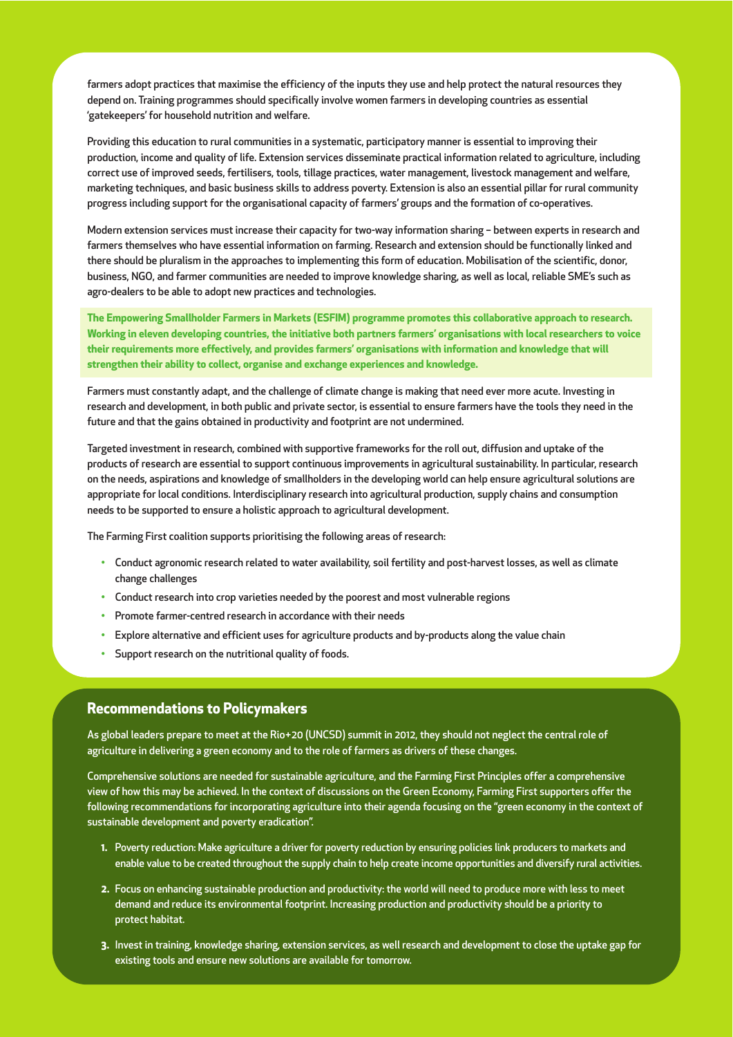farmers adopt practices that maximise the efficiency of the inputs they use and help protect the natural resources they depend on. Training programmes should specifically involve women farmers in developing countries as essential 'gatekeepers' for household nutrition and welfare.

Providing this education to rural communities in a systematic, participatory manner is essential to improving their production, income and quality of life. Extension services disseminate practical information related to agriculture, including correct use of improved seeds, fertilisers, tools, tillage practices, water management, livestock management and welfare, marketing techniques, and basic business skills to address poverty. Extension is also an essential pillar for rural community progress including support for the organisational capacity of farmers' groups and the formation of co-operatives.

Modern extension services must increase their capacity for two-way information sharing – between experts in research and farmers themselves who have essential information on farming. Research and extension should be functionally linked and there should be pluralism in the approaches to implementing this form of education. Mobilisation of the scientific, donor, business, NGO, and farmer communities are needed to improve knowledge sharing, as well as local, reliable SME's such as agro-dealers to be able to adopt new practices and technologies.

**The Empowering Smallholder Farmers in Markets (ESFIM) programme promotes this collaborative approach to research. Working in eleven developing countries, the initiative both partners farmers' organisations with local researchers to voice their requirements more effectively, and provides farmers' organisations with information and knowledge that will strengthen their ability to collect, organise and exchange experiences and knowledge.**

Farmers must constantly adapt, and the challenge of climate change is making that need ever more acute. Investing in research and development, in both public and private sector, is essential to ensure farmers have the tools they need in the future and that the gains obtained in productivity and footprint are not undermined.

Targeted investment in research, combined with supportive frameworks for the roll out, diffusion and uptake of the products of research are essential to support continuous improvements in agricultural sustainability. In particular, research on the needs, aspirations and knowledge of smallholders in the developing world can help ensure agricultural solutions are appropriate for local conditions. Interdisciplinary research into agricultural production, supply chains and consumption needs to be supported to ensure a holistic approach to agricultural development.

The Farming First coalition supports prioritising the following areas of research:

- Conduct agronomic research related to water availability, soil fertility and post-harvest losses, as well as climate change challenges
- Conduct research into crop varieties needed by the poorest and most vulnerable regions
- Promote farmer-centred research in accordance with their needs
- Explore alternative and efficient uses for agriculture products and by-products along the value chain
- Support research on the nutritional quality of foods.

## Recommendations to Policymakers

As global leaders prepare to meet at the Rio+20 (UNCSD) summit in 2012, they should not neglect the central role of agriculture in delivering a green economy and to the role of farmers as drivers of these changes.

Comprehensive solutions are needed for sustainable agriculture, and the Farming First Principles offer a comprehensive view of how this may be achieved. In the context of discussions on the Green Economy, Farming First supporters offer the following recommendations for incorporating agriculture into their agenda focusing on the "green economy in the context of sustainable development and poverty eradication".

1. Poverty reduction: Make agriculture a driver for poverty reduction by ensuring policies link producers to markets and enable value to be created throughout the supply chain to help create income opportunities and diversify rural activities.
2. Focus on enhancing sustainable production and productivity: the world will need to produce more with less to meet demand and reduce its environmental footprint. Increasing production and productivity should be a priority to protect habitat.
3. Invest in training, knowledge sharing, extension services, as well research and development to close the uptake gap for existing tools and ensure new solutions are available for tomorrow.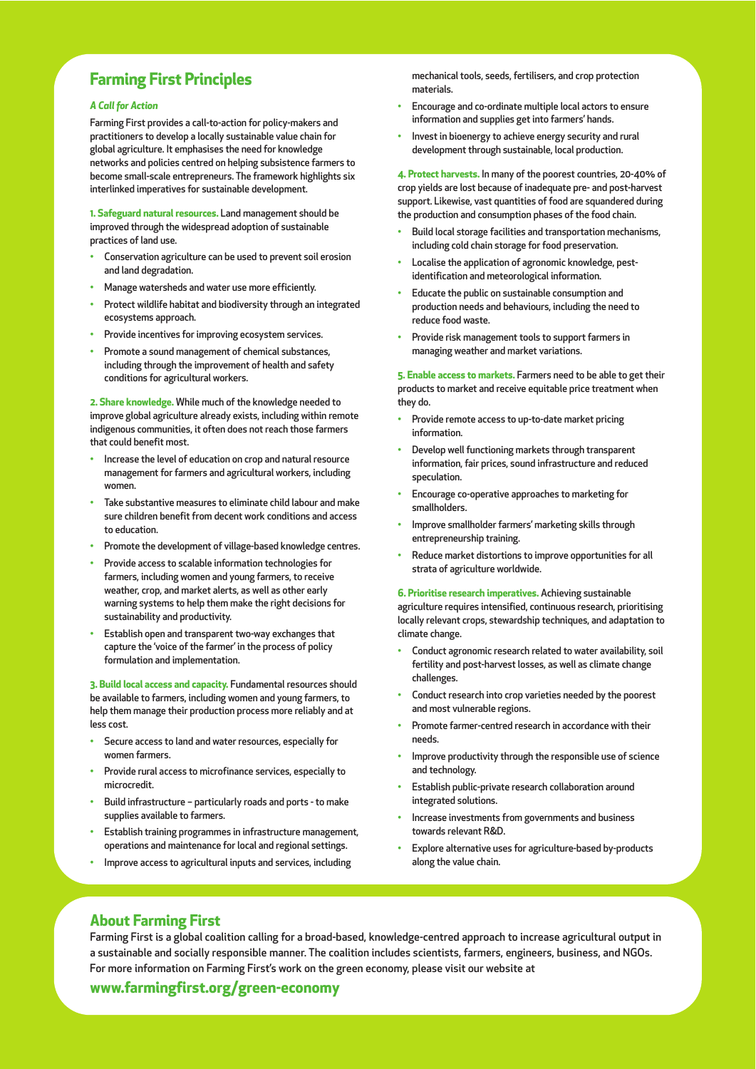## Farming First Principles

### *A Call for Action*

Farming First provides a call-to-action for policy-makers and practitioners to develop a locally sustainable value chain for global agriculture. It emphasises the need for knowledge networks and policies centred on helping subsistence farmers to become small-scale entrepreneurs. The framework highlights six interlinked imperatives for sustainable development.

**1. Safeguard natural resources.** Land management should be improved through the widespread adoption of sustainable practices of land use.

- Conservation agriculture can be used to prevent soil erosion and land degradation.
- Manage watersheds and water use more efficiently.
- Protect wildlife habitat and biodiversity through an integrated ecosystems approach.
- Provide incentives for improving ecosystem services.
- Promote a sound management of chemical substances, including through the improvement of health and safety conditions for agricultural workers.

**2. Share knowledge.** While much of the knowledge needed to improve global agriculture already exists, including within remote indigenous communities, it often does not reach those farmers that could benefit most.

- Increase the level of education on crop and natural resource management for farmers and agricultural workers, including women.
- Take substantive measures to eliminate child labour and make sure children benefit from decent work conditions and access to education.
- Promote the development of village-based knowledge centres.
- Provide access to scalable information technologies for farmers, including women and young farmers, to receive weather, crop, and market alerts, as well as other early warning systems to help them make the right decisions for sustainability and productivity.
- Establish open and transparent two-way exchanges that capture the 'voice of the farmer' in the process of policy formulation and implementation.

**3. Build local access and capacity.** Fundamental resources should be available to farmers, including women and young farmers, to help them manage their production process more reliably and at less cost.

- Secure access to land and water resources, especially for women farmers.
- Provide rural access to microfinance services, especially to microcredit.
- Build infrastructure – particularly roads and ports - to make supplies available to farmers.
- Establish training programmes in infrastructure management, operations and maintenance for local and regional settings.
- Improve access to agricultural inputs and services, including mechanical tools, seeds, fertilisers, and crop protection materials.
- Encourage and co-ordinate multiple local actors to ensure information and supplies get into farmers' hands.
- Invest in bioenergy to achieve energy security and rural development through sustainable, local production.

**4. Protect harvests.** In many of the poorest countries, 20-40% of crop yields are lost because of inadequate pre- and post-harvest support. Likewise, vast quantities of food are squandered during the production and consumption phases of the food chain.

- Build local storage facilities and transportation mechanisms, including cold chain storage for food preservation.
- Localise the application of agronomic knowledge, pest-identification and meteorological information.
- Educate the public on sustainable consumption and production needs and behaviours, including the need to reduce food waste.
- Provide risk management tools to support farmers in managing weather and market variations.

**5. Enable access to markets.** Farmers need to be able to get their products to market and receive equitable price treatment when they do.

- Provide remote access to up-to-date market pricing information.
- Develop well functioning markets through transparent information, fair prices, sound infrastructure and reduced speculation.
- Encourage co-operative approaches to marketing for smallholders.
- Improve smallholder farmers' marketing skills through entrepreneurship training.
- Reduce market distortions to improve opportunities for all strata of agriculture worldwide.

**6. Prioritise research imperatives.** Achieving sustainable agriculture requires intensified, continuous research, prioritising locally relevant crops, stewardship techniques, and adaptation to climate change.

- Conduct agronomic research related to water availability, soil fertility and post-harvest losses, as well as climate change challenges.
- Conduct research into crop varieties needed by the poorest and most vulnerable regions.
- Promote farmer-centred research in accordance with their needs.
- Improve productivity through the responsible use of science and technology.
- Establish public-private research collaboration around integrated solutions.
- Increase investments from governments and business towards relevant R&D.
- Explore alternative uses for agriculture-based by-products along the value chain.

## About Farming First

Farming First is a global coalition calling for a broad-based, knowledge-centred approach to increase agricultural output in a sustainable and socially responsible manner. The coalition includes scientists, farmers, engineers, business, and NGOs. For more information on Farming First's work on the green economy, please visit our website at

**www.farmingfirst.org/green-economy**